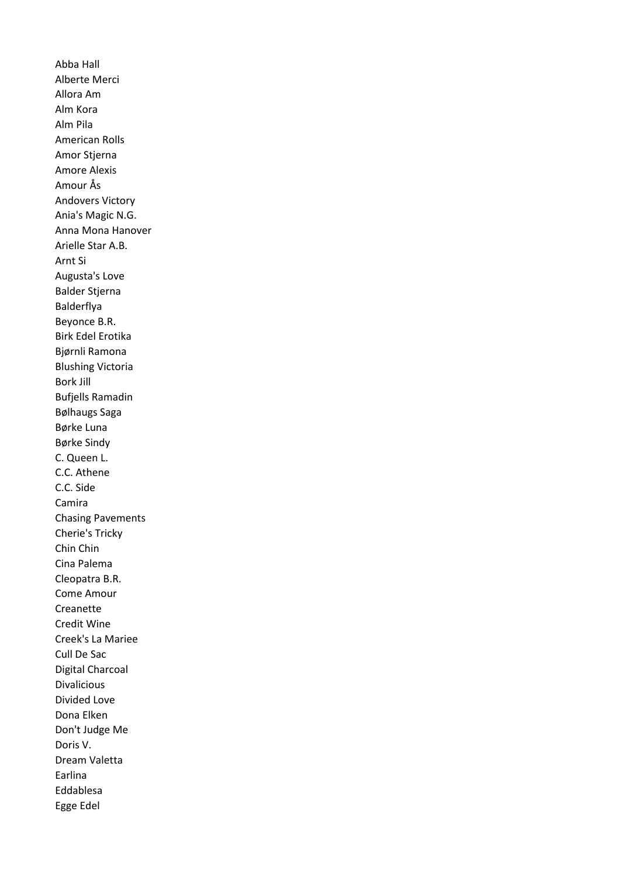Abba Hall
Alberte Merci
Allora Am
Alm Kora
Alm Pila
American Rolls
Amor Stjerna
Amore Alexis
Amour Ås
Andovers Victory
Ania's Magic N.G.
Anna Mona Hanover
Arielle Star A.B.
Arnt Si
Augusta's Love
Balder Stjerna
Balderflya
Beyonce B.R.
Birk Edel Erotika
Bjørnli Ramona
Blushing Victoria
Bork Jill
Bufjells Ramadin
Bølhaugs Saga
Børke Luna
Børke Sindy
C. Queen L.
C.C. Athene
C.C. Side
Camira
Chasing Pavements
Cherie's Tricky
Chin Chin
Cina Palema
Cleopatra B.R.
Come Amour
Creanette
Credit Wine
Creek's La Mariee
Cull De Sac
Digital Charcoal
Divalicious
Divided Love
Dona Elken
Don't Judge Me
Doris V.
Dream Valetta
Earlina
Eddablesa
Egge Edel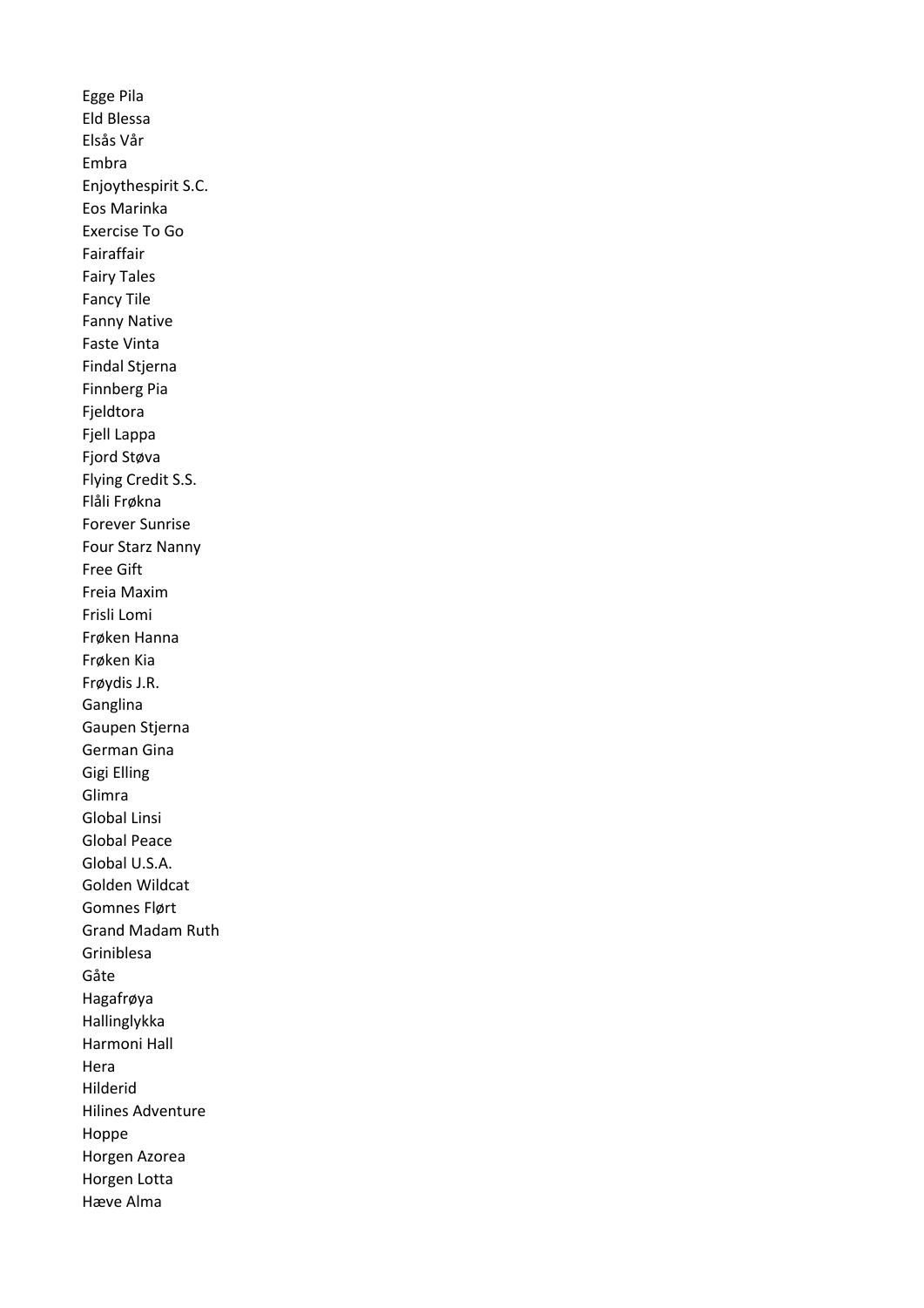Egge Pila
Eld Blessa
Elsås Vår
Embra
Enjoythespirit S.C.
Eos Marinka
Exercise To Go
Fairaffair
Fairy Tales
Fancy Tile
Fanny Native
Faste Vinta
Findal Stjerna
Finnberg Pia
Fjeldtora
Fjell Lappa
Fjord Støva
Flying Credit S.S.
Flåli Frøkna
Forever Sunrise
Four Starz Nanny
Free Gift
Freia Maxim
Frisli Lomi
Frøken Hanna
Frøken Kia
Frøydis J.R.
Ganglina
Gaupen Stjerna
German Gina
Gigi Elling
Glimra
Global Linsi
Global Peace
Global U.S.A.
Golden Wildcat
Gomnes Flørt
Grand Madam Ruth
Griniblesa
Gåte
Hagafrøya
Hallinglykka
Harmoni Hall
Hera
Hilderid
Hilines Adventure
Hoppe
Horgen Azorea
Horgen Lotta
Hæve Alma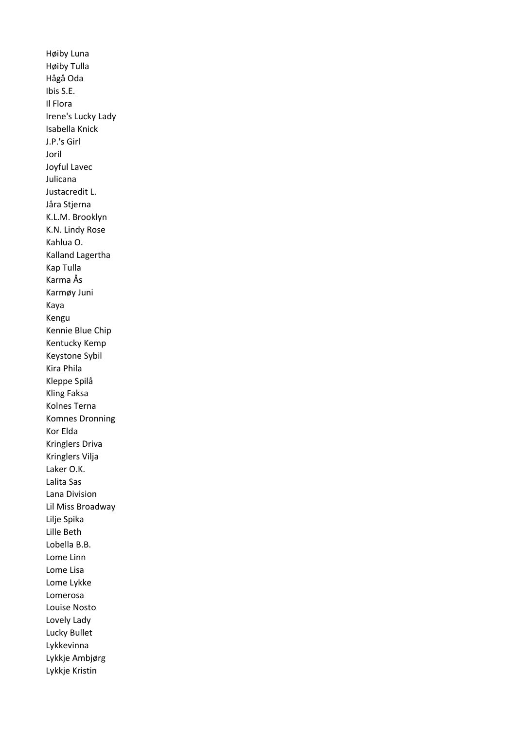Høiby Luna
Høiby Tulla
Hågå Oda
Ibis S.E.
Il Flora
Irene's Lucky Lady
Isabella Knick
J.P.'s Girl
Joril
Joyful Lavec
Julicana
Justacredit L.
Jåra Stjerna
K.L.M. Brooklyn
K.N. Lindy Rose
Kahlua O.
Kalland Lagertha
Kap Tulla
Karma Ås
Karmøy Juni
Kaya
Kengu
Kennie Blue Chip
Kentucky Kemp
Keystone Sybil
Kira Phila
Kleppe Spilå
Kling Faksa
Kolnes Terna
Komnes Dronning
Kor Elda
Kringlers Driva
Kringlers Vilja
Laker O.K.
Lalita Sas
Lana Division
Lil Miss Broadway
Lilje Spika
Lille Beth
Lobella B.B.
Lome Linn
Lome Lisa
Lome Lykke
Lomerosa
Louise Nosto
Lovely Lady
Lucky Bullet
Lykkevinna
Lykkje Ambjørg
Lykkje Kristin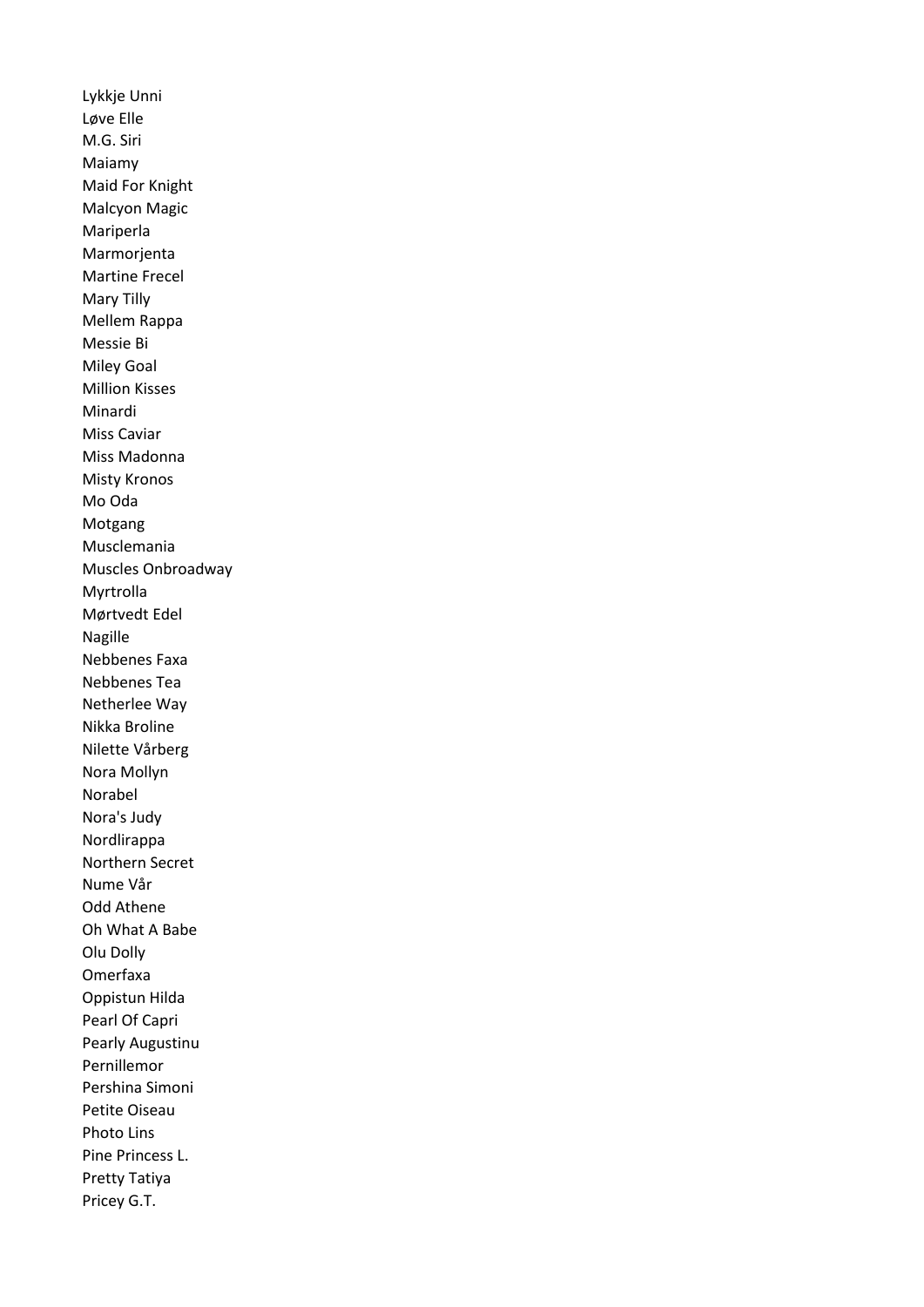Lykkje Unni
Løve Elle
M.G. Siri
Maiamy
Maid For Knight
Malcyon Magic
Mariperla
Marmorjenta
Martine Frecel
Mary Tilly
Mellem Rappa
Messie Bi
Miley Goal
Million Kisses
Minardi
Miss Caviar
Miss Madonna
Misty Kronos
Mo Oda
Motgang
Musclemania
Muscles Onbroadway
Myrtrolla
Mørtvedt Edel
Nagille
Nebbenes Faxa
Nebbenes Tea
Netherlee Way
Nikka Broline
Nilette Vårberg
Nora Mollyn
Norabel
Nora's Judy
Nordlirappa
Northern Secret
Nume Vår
Odd Athene
Oh What A Babe
Olu Dolly
Omerfaxa
Oppistun Hilda
Pearl Of Capri
Pearly Augustinu
Pernillemor
Pershina Simoni
Petite Oiseau
Photo Lins
Pine Princess L.
Pretty Tatiya
Pricey G.T.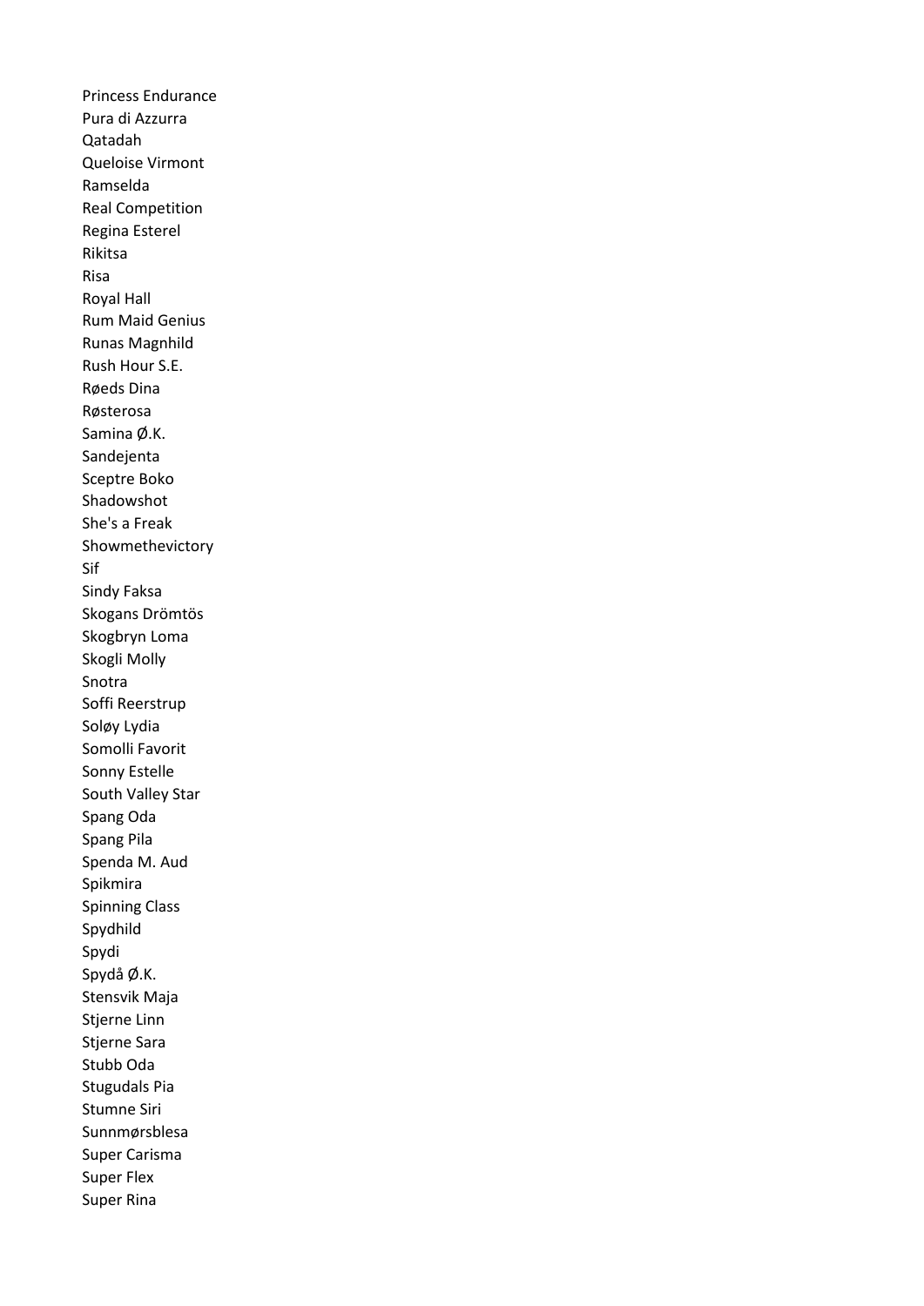Princess Endurance
Pura di Azzurra
Qatadah
Queloise Virmont
Ramselda
Real Competition
Regina Esterel
Rikitsa
Risa
Royal Hall
Rum Maid Genius
Runas Magnhild
Rush Hour S.E.
Røeds Dina
Røsterosa
Samina Ø.K.
Sandejenta
Sceptre Boko
Shadowshot
She's a Freak
Showmethevictory
Sif
Sindy Faksa
Skogans Drömtös
Skogbryn Loma
Skogli Molly
Snotra
Soffi Reerstrup
Soløy Lydia
Somolli Favorit
Sonny Estelle
South Valley Star
Spang Oda
Spang Pila
Spenda M. Aud
Spikmira
Spinning Class
Spydhild
Spydi
Spydå Ø.K.
Stensvik Maja
Stjerne Linn
Stjerne Sara
Stubb Oda
Stugudals Pia
Stumne Siri
Sunnmørsblesa
Super Carisma
Super Flex
Super Rina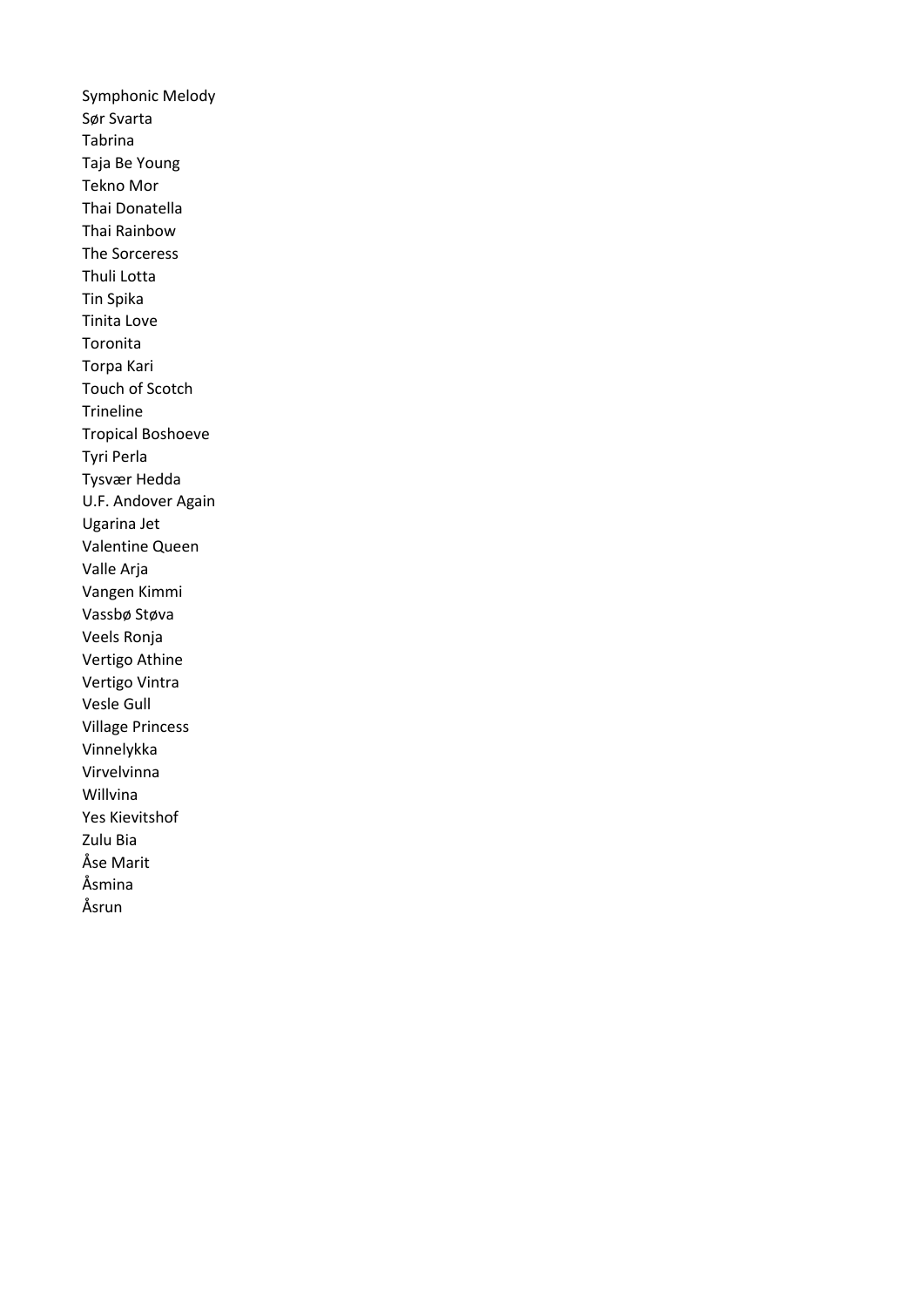Symphonic Melody
Sør Svarta
Tabrina
Taja Be Young
Tekno Mor
Thai Donatella
Thai Rainbow
The Sorceress
Thuli Lotta
Tin Spika
Tinita Love
Toronita
Torpa Kari
Touch of Scotch
Trineline
Tropical Boshoeve
Tyri Perla
Tysvær Hedda
U.F. Andover Again
Ugarina Jet
Valentine Queen
Valle Arja
Vangen Kimmi
Vassbø Støva
Veels Ronja
Vertigo Athine
Vertigo Vintra
Vesle Gull
Village Princess
Vinnelykka
Virvelvinna
Willvina
Yes Kievitshof
Zulu Bia
Åse Marit
Åsmina
Åsrun